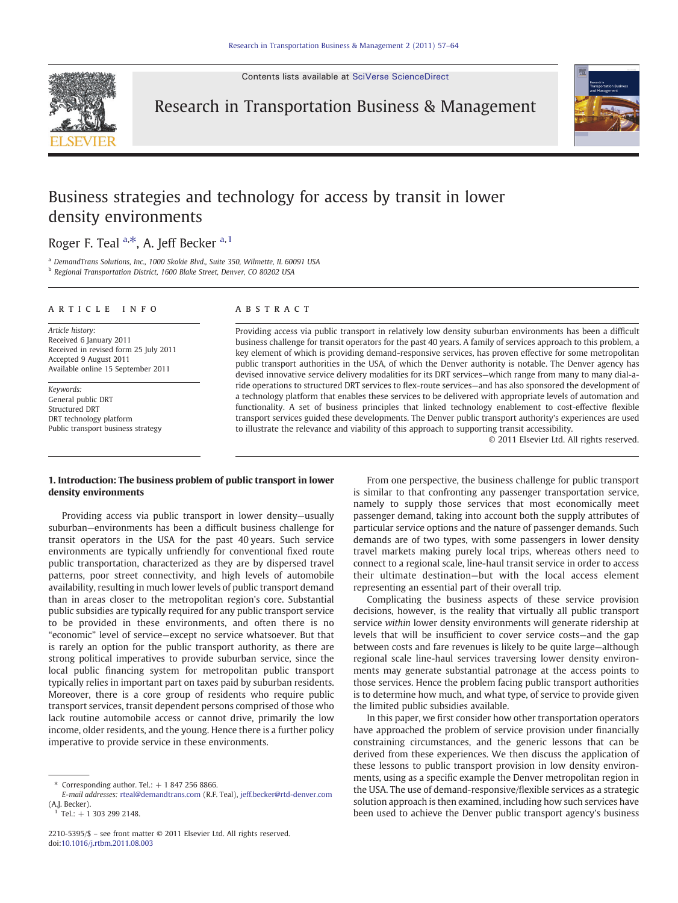# Business strategies and technology for access by transit in lower density environments

Roger F. Teal [a,*], A. Jeff Becker [a,1]

[a] DemandTrans Solutions, Inc., 1000 Skokie Blvd., Suite 350, Wilmette, IL 60091 USA

[b] Regional Transportation District, 1600 Blake Street, Denver, CO 80202 USA

**ARTICLE INFO**

*Article history:*
Received 6 January 2011
Received in revised form 25 July 2011
Accepted 9 August 2011
Available online 15 September 2011

*Keywords:*
General public DRT
Structured DRT
DRT technology platform
Public transport business strategy

**ABSTRACT**

Providing access via public transport in relatively low density suburban environments has been a difficult business challenge for transit operators for the past 40 years. A family of services approach to this problem, a key element of which is providing demand-responsive services, has proven effective for some metropolitan public transport authorities in the USA, of which the Denver authority is notable. The Denver agency has devised innovative service delivery modalities for its DRT services—which range from many to many dial-a-ride operations to structured DRT services to flex-route services—and has also sponsored the development of a technology platform that enables these services to be delivered with appropriate levels of automation and functionality. A set of business principles that linked technology enablement to cost-effective flexible transport services guided these developments. The Denver public transport authority's experiences are used to illustrate the relevance and viability of this approach to supporting transit accessibility.

© 2011 Elsevier Ltd. All rights reserved.

## 1. Introduction: The business problem of public transport in lower density environments

Providing access via public transport in lower density—usually suburban—environments has been a difficult business challenge for transit operators in the USA for the past 40 years. Such service environments are typically unfriendly for conventional fixed route public transportation, characterized as they are by dispersed travel patterns, poor street connectivity, and high levels of automobile availability, resulting in much lower levels of public transport demand than in areas closer to the metropolitan region's core. Substantial public subsidies are typically required for any public transport service to be provided in these environments, and often there is no "economic" level of service—except no service whatsoever. But that is rarely an option for the public transport authority, as there are strong political imperatives to provide suburban service, since the local public financing system for metropolitan public transport typically relies in important part on taxes paid by suburban residents. Moreover, there is a core group of residents who require public transport services, transit dependent persons comprised of those who lack routine automobile access or cannot drive, primarily the low income, older residents, and the young. Hence there is a further policy imperative to provide service in these environments.

From one perspective, the business challenge for public transport is similar to that confronting any passenger transportation service, namely to supply those services that most economically meet passenger demand, taking into account both the supply attributes of particular service options and the nature of passenger demands. Such demands are of two types, with some passengers in lower density travel markets making purely local trips, whereas others need to connect to a regional scale, line-haul transit service in order to access their ultimate destination—but with the local access element representing an essential part of their overall trip.

Complicating the business aspects of these service provision decisions, however, is the reality that virtually all public transport service *within* lower density environments will generate ridership at levels that will be insufficient to cover service costs—and the gap between costs and fare revenues is likely to be quite large—although regional scale line-haul services traversing lower density environments may generate substantial patronage at the access points to those services. Hence the problem facing public transport authorities is to determine how much, and what type, of service to provide given the limited public subsidies available.

In this paper, we first consider how other transportation operators have approached the problem of service provision under financially constraining circumstances, and the generic lessons that can be derived from these experiences. We then discuss the application of these lessons to public transport provision in low density environments, using as a specific example the Denver metropolitan region in the USA. The use of demand-responsive/flexible services as a strategic solution approach is then examined, including how such services have been used to achieve the Denver public transport agency's business

---

\* Corresponding author. Tel.: + 1 847 256 8866.
*E-mail addresses:* rteal@demandtrans.com (R.F. Teal), jeff.becker@rtd-denver.com (A.J. Becker).
[1] Tel.: + 1 303 299 2148.

2210-5395/$ – see front matter © 2011 Elsevier Ltd. All rights reserved.
doi:10.1016/j.rtbm.2011.08.003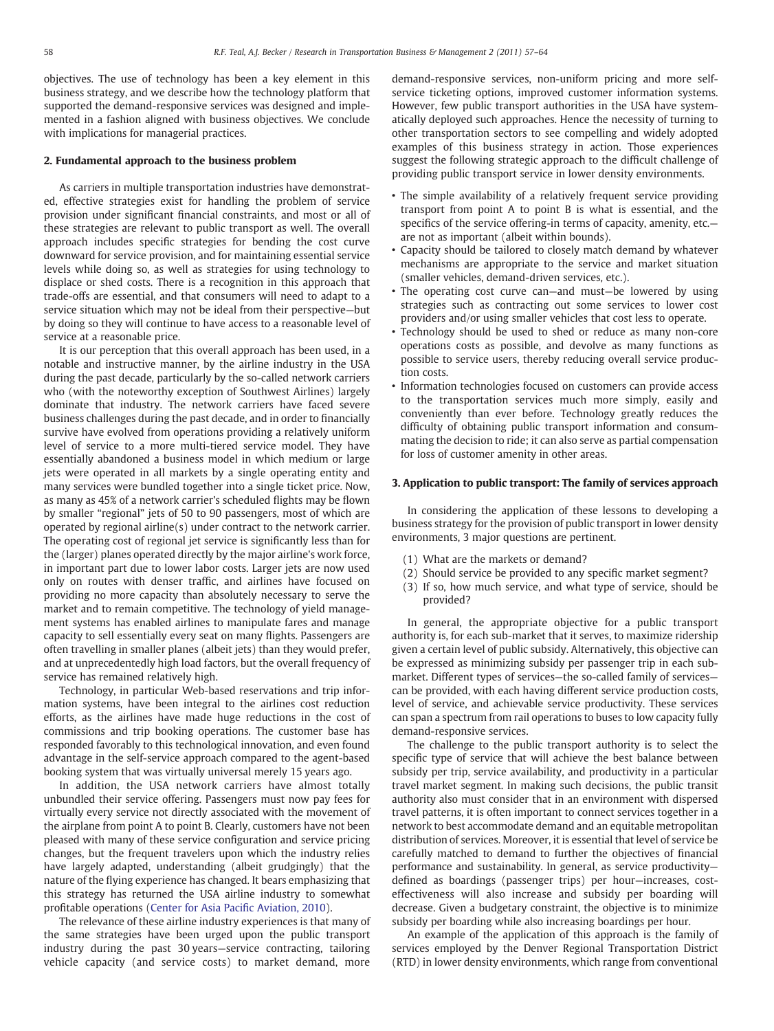objectives. The use of technology has been a key element in this business strategy, and we describe how the technology platform that supported the demand-responsive services was designed and implemented in a fashion aligned with business objectives. We conclude with implications for managerial practices.

## 2. Fundamental approach to the business problem

As carriers in multiple transportation industries have demonstrated, effective strategies exist for handling the problem of service provision under significant financial constraints, and most or all of these strategies are relevant to public transport as well. The overall approach includes specific strategies for bending the cost curve downward for service provision, and for maintaining essential service levels while doing so, as well as strategies for using technology to displace or shed costs. There is a recognition in this approach that trade-offs are essential, and that consumers will need to adapt to a service situation which may not be ideal from their perspective—but by doing so they will continue to have access to a reasonable level of service at a reasonable price.

It is our perception that this overall approach has been used, in a notable and instructive manner, by the airline industry in the USA during the past decade, particularly by the so-called network carriers who (with the noteworthy exception of Southwest Airlines) largely dominate that industry. The network carriers have faced severe business challenges during the past decade, and in order to financially survive have evolved from operations providing a relatively uniform level of service to a more multi-tiered service model. They have essentially abandoned a business model in which medium or large jets were operated in all markets by a single operating entity and many services were bundled together into a single ticket price. Now, as many as 45% of a network carrier's scheduled flights may be flown by smaller "regional" jets of 50 to 90 passengers, most of which are operated by regional airline(s) under contract to the network carrier. The operating cost of regional jet service is significantly less than for the (larger) planes operated directly by the major airline's work force, in important part due to lower labor costs. Larger jets are now used only on routes with denser traffic, and airlines have focused on providing no more capacity than absolutely necessary to serve the market and to remain competitive. The technology of yield management systems has enabled airlines to manipulate fares and manage capacity to sell essentially every seat on many flights. Passengers are often travelling in smaller planes (albeit jets) than they would prefer, and at unprecedentedly high load factors, but the overall frequency of service has remained relatively high.

Technology, in particular Web-based reservations and trip information systems, have been integral to the airlines cost reduction efforts, as the airlines have made huge reductions in the cost of commissions and trip booking operations. The customer base has responded favorably to this technological innovation, and even found advantage in the self-service approach compared to the agent-based booking system that was virtually universal merely 15 years ago.

In addition, the USA network carriers have almost totally unbundled their service offering. Passengers must now pay fees for virtually every service not directly associated with the movement of the airplane from point A to point B. Clearly, customers have not been pleased with many of these service configuration and service pricing changes, but the frequent travelers upon which the industry relies have largely adapted, understanding (albeit grudgingly) that the nature of the flying experience has changed. It bears emphasizing that this strategy has returned the USA airline industry to somewhat profitable operations (Center for Asia Pacific Aviation, 2010).

The relevance of these airline industry experiences is that many of the same strategies have been urged upon the public transport industry during the past 30 years—service contracting, tailoring vehicle capacity (and service costs) to market demand, more demand-responsive services, non-uniform pricing and more self-service ticketing options, improved customer information systems. However, few public transport authorities in the USA have systematically deployed such approaches. Hence the necessity of turning to other transportation sectors to see compelling and widely adopted examples of this business strategy in action. Those experiences suggest the following strategic approach to the difficult challenge of providing public transport service in lower density environments.

- The simple availability of a relatively frequent service providing transport from point A to point B is what is essential, and the specifics of the service offering-in terms of capacity, amenity, etc.—are not as important (albeit within bounds).
- Capacity should be tailored to closely match demand by whatever mechanisms are appropriate to the service and market situation (smaller vehicles, demand-driven services, etc.).
- The operating cost curve can—and must—be lowered by using strategies such as contracting out some services to lower cost providers and/or using smaller vehicles that cost less to operate.
- Technology should be used to shed or reduce as many non-core operations costs as possible, and devolve as many functions as possible to service users, thereby reducing overall service production costs.
- Information technologies focused on customers can provide access to the transportation services much more simply, easily and conveniently than ever before. Technology greatly reduces the difficulty of obtaining public transport information and consummating the decision to ride; it can also serve as partial compensation for loss of customer amenity in other areas.

## 3. Application to public transport: The family of services approach

In considering the application of these lessons to developing a business strategy for the provision of public transport in lower density environments, 3 major questions are pertinent.

(1) What are the markets or demand?
(2) Should service be provided to any specific market segment?
(3) If so, how much service, and what type of service, should be provided?

In general, the appropriate objective for a public transport authority is, for each sub-market that it serves, to maximize ridership given a certain level of public subsidy. Alternatively, this objective can be expressed as minimizing subsidy per passenger trip in each sub-market. Different types of services—the so-called family of services—can be provided, with each having different service production costs, level of service, and achievable service productivity. These services can span a spectrum from rail operations to buses to low capacity fully demand-responsive services.

The challenge to the public transport authority is to select the specific type of service that will achieve the best balance between subsidy per trip, service availability, and productivity in a particular travel market segment. In making such decisions, the public transit authority also must consider that in an environment with dispersed travel patterns, it is often important to connect services together in a network to best accommodate demand and an equitable metropolitan distribution of services. Moreover, it is essential that level of service be carefully matched to demand to further the objectives of financial performance and sustainability. In general, as service productivity—defined as boardings (passenger trips) per hour—increases, cost-effectiveness will also increase and subsidy per boarding will decrease. Given a budgetary constraint, the objective is to minimize subsidy per boarding while also increasing boardings per hour.

An example of the application of this approach is the family of services employed by the Denver Regional Transportation District (RTD) in lower density environments, which range from conventional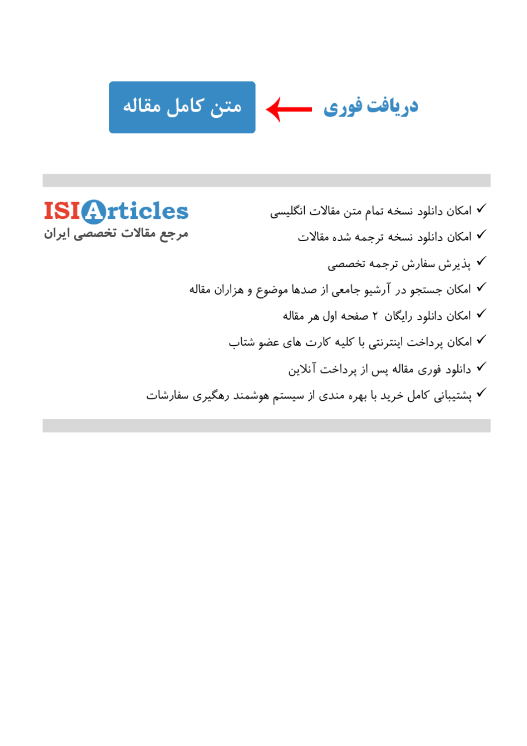دریافت فوری ← **متن کامل مقاله**

**ISIArticles**
مرجع مقالات تخصصی ایران

- ✓ امکان دانلود نسخه تمام متن مقالات انگلیسی
- ✓ امکان دانلود نسخه ترجمه شده مقالات
- ✓ پذیرش سفارش ترجمه تخصصی
- ✓ امکان جستجو در آرشیو جامعی از صدها موضوع و هزاران مقاله
- ✓ امکان دانلود رایگان ۲ صفحه اول هر مقاله
- ✓ امکان پرداخت اینترنتی با کلیه کارت های عضو شتاب
- ✓ دانلود فوری مقاله پس از پرداخت آنلاین
- ✓ پشتیبانی کامل خرید با بهره مندی از سیستم هوشمند رهگیری سفارشات